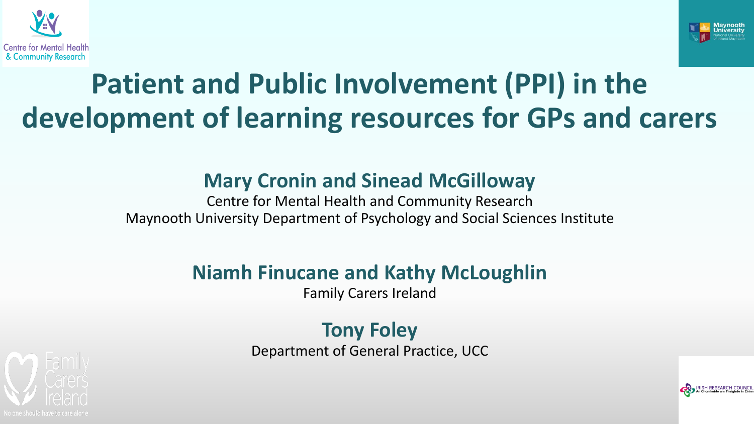# Patient and Public Involvement (PPI) in the development of learning resources for GPs and carers

**Mary Cronin and Sinead McGilloway**

Centre for Mental Health and Community Research

Maynooth University Department of Psychology and Social Sciences Institute

**Niamh Finucane and Kathy McLoughlin**

Family Carers Ireland

**Tony Foley**

Department of General Practice, UCC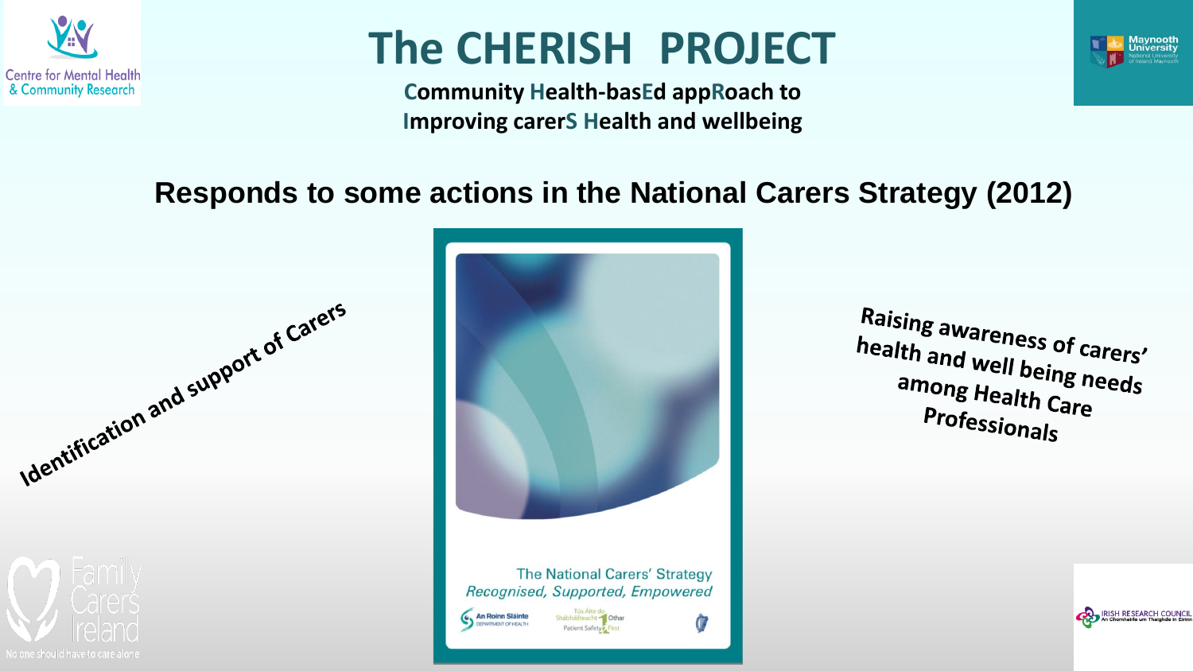# The CHERISH PROJECT

**Community Health-basEd appRoach to Improving carerS Health and wellbeing**

## Responds to some actions in the National Carers Strategy (2012)

Identification and support of Carers

The National Carers' Strategy
*Recognised, Supported, Empowered*

Raising awareness of carers' health and well being needs among Health Care Professionals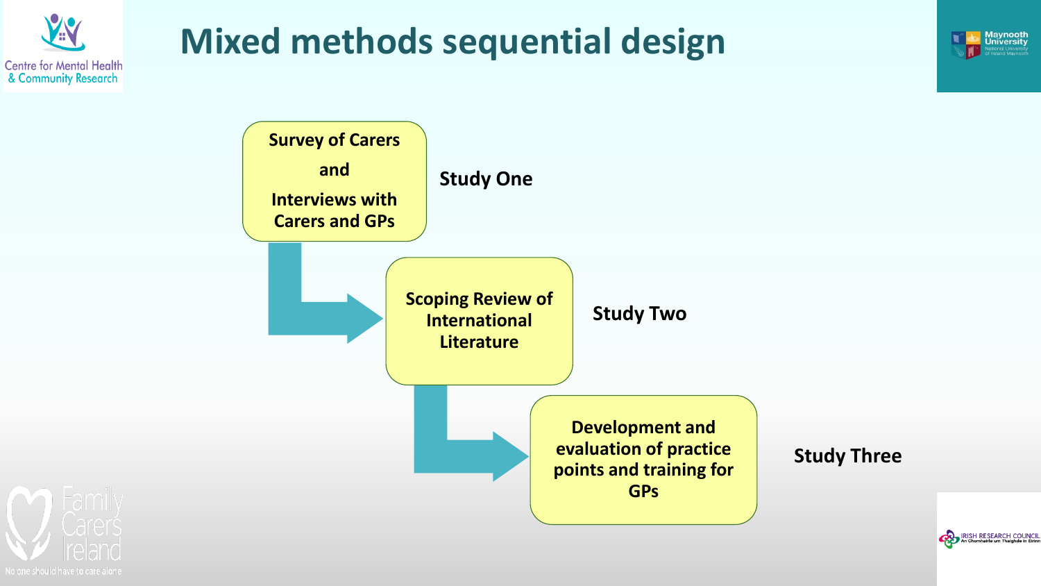# Mixed methods sequential design

**Survey of Carers and Interviews with Carers and GPs** — Study One

**Scoping Review of International Literature** — Study Two

**Development and evaluation of practice points and training for GPs** — Study Three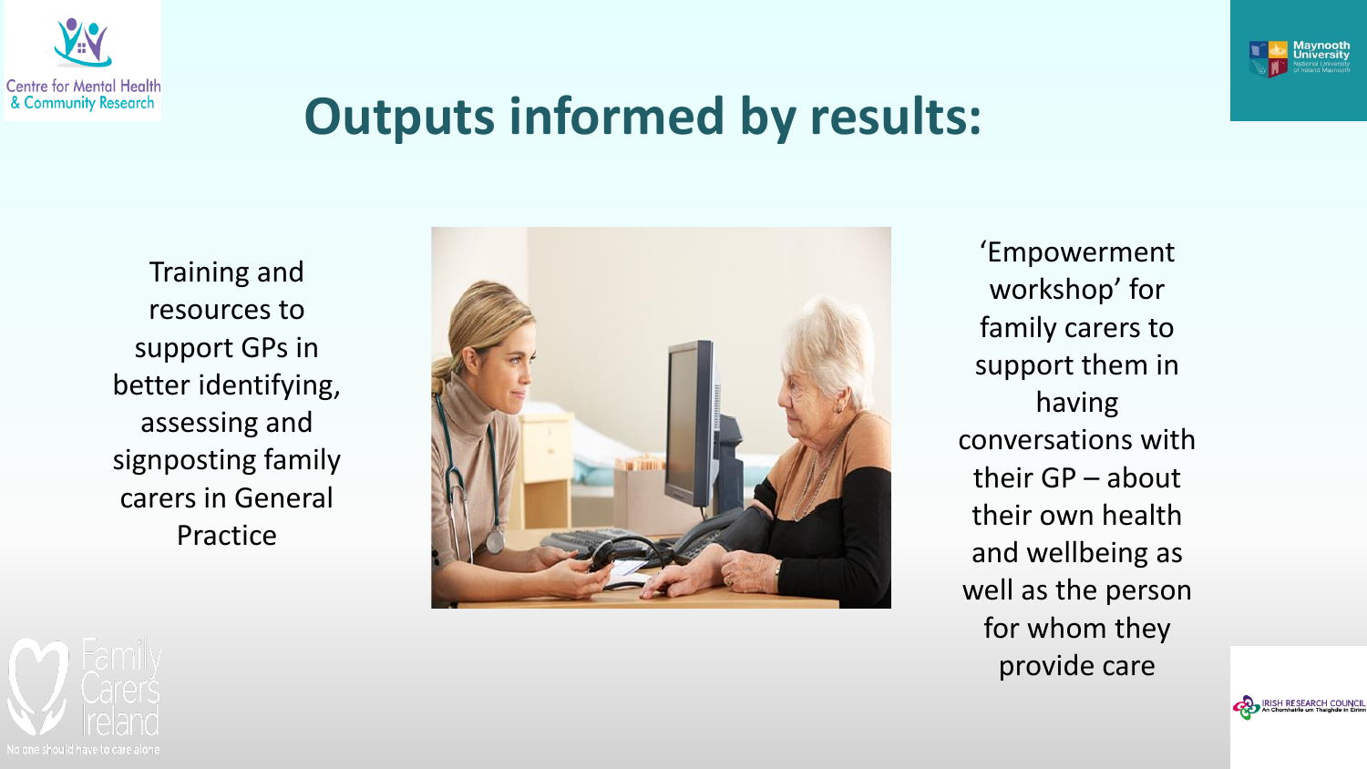# Outputs informed by results:

Training and resources to support GPs in better identifying, assessing and signposting family carers in General Practice

'Empowerment workshop' for family carers to support them in having conversations with their GP – about their own health and wellbeing as well as the person for whom they provide care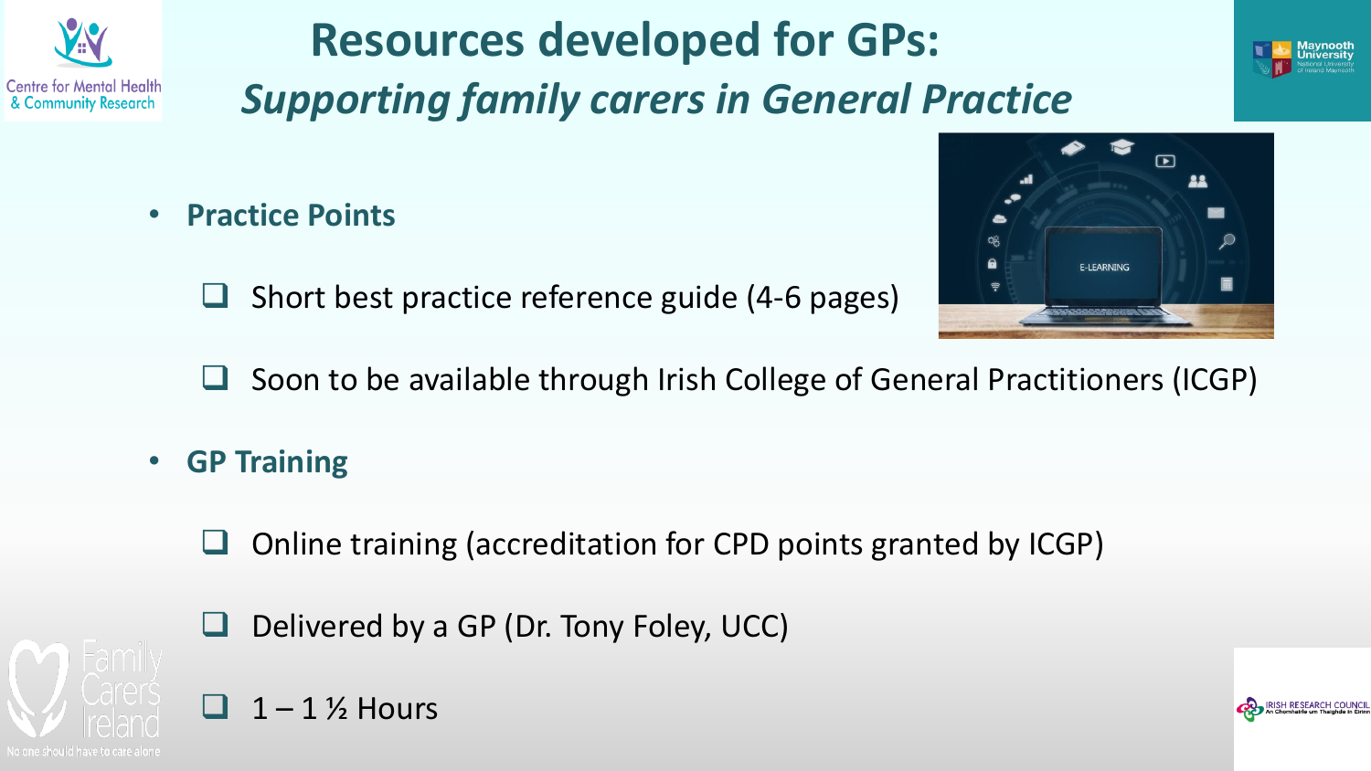# Resources developed for GPs:

## *Supporting family carers in General Practice*

- **Practice Points**
  - ❑ Short best practice reference guide (4-6 pages)
  - ❑ Soon to be available through Irish College of General Practitioners (ICGP)
- **GP Training**
  - ❑ Online training (accreditation for CPD points granted by ICGP)
  - ❑ Delivered by a GP (Dr. Tony Foley, UCC)
  - ❑ 1 – 1 ½ Hours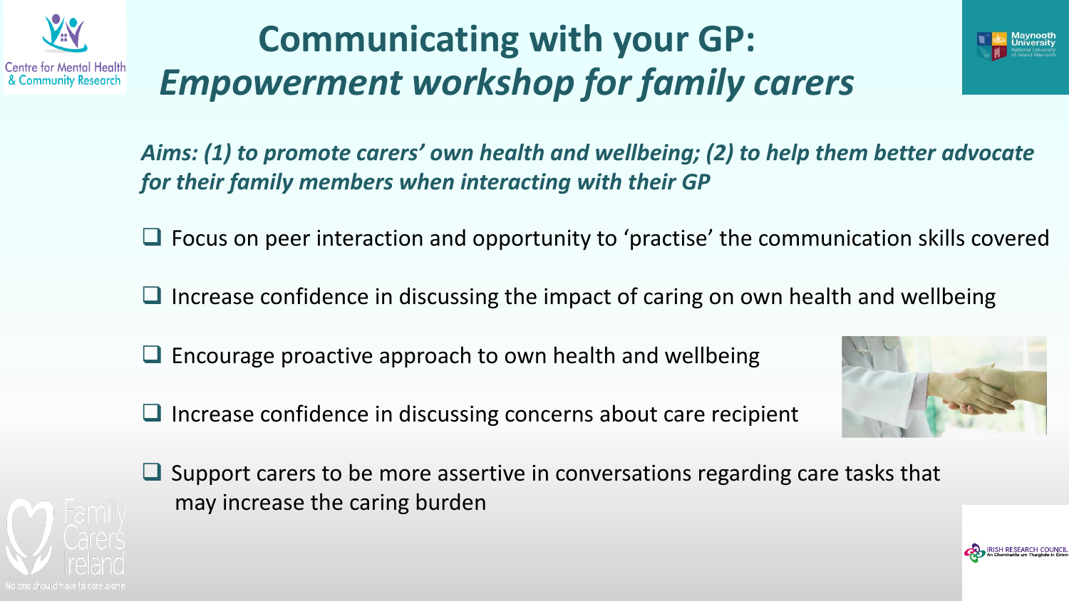# Communicating with your GP: *Empowerment workshop for family carers*

***Aims: (1) to promote carers' own health and wellbeing; (2) to help them better advocate for their family members when interacting with their GP***

- Focus on peer interaction and opportunity to 'practise' the communication skills covered
- Increase confidence in discussing the impact of caring on own health and wellbeing
- Encourage proactive approach to own health and wellbeing
- Increase confidence in discussing concerns about care recipient
- Support carers to be more assertive in conversations regarding care tasks that may increase the caring burden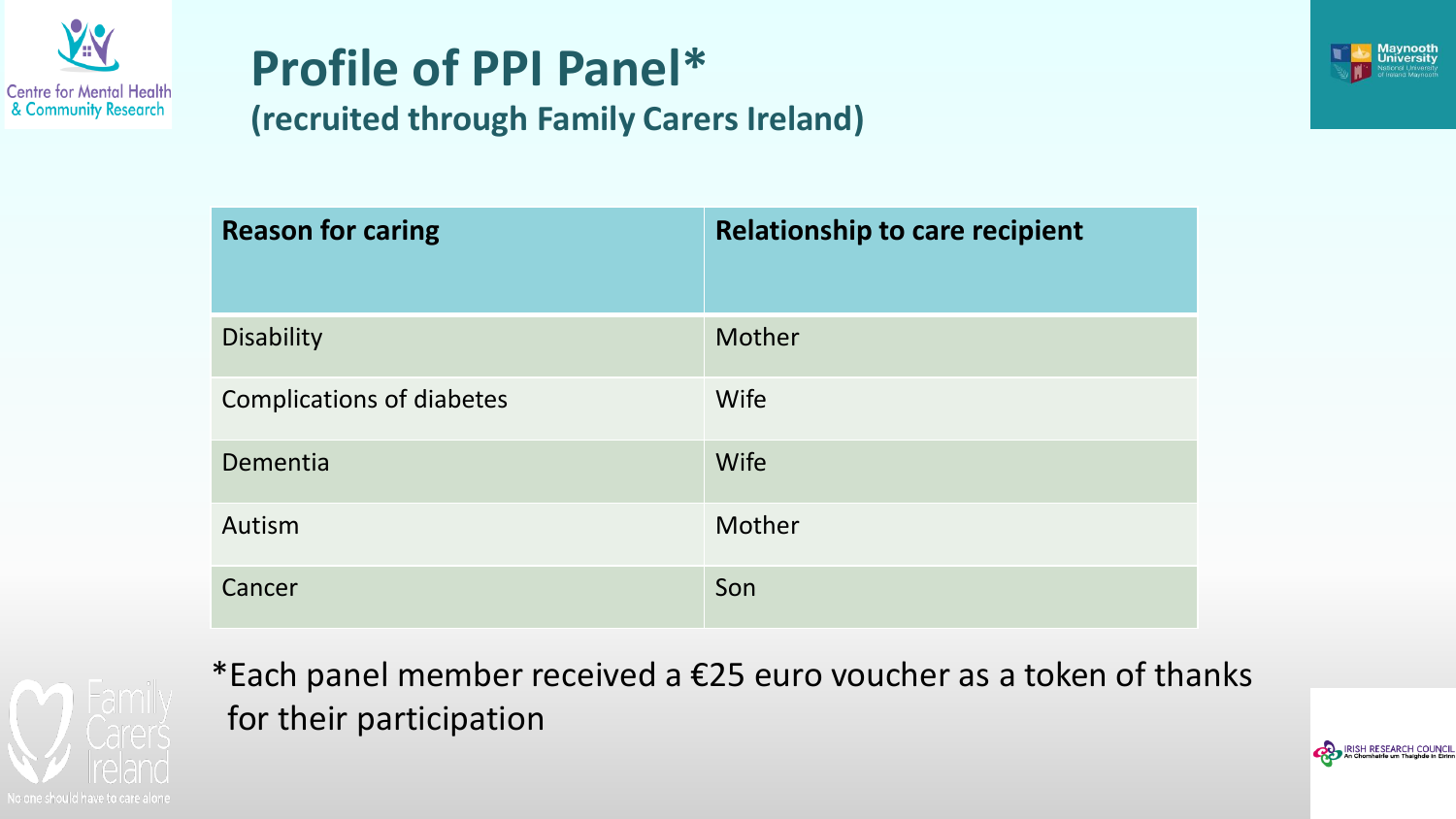# Profile of PPI Panel*

## (recruited through Family Carers Ireland)

| Reason for caring | Relationship to care recipient |
| --- | --- |
| Disability | Mother |
| Complications of diabetes | Wife |
| Dementia | Wife |
| Autism | Mother |
| Cancer | Son |

*Each panel member received a €25 euro voucher as a token of thanks for their participation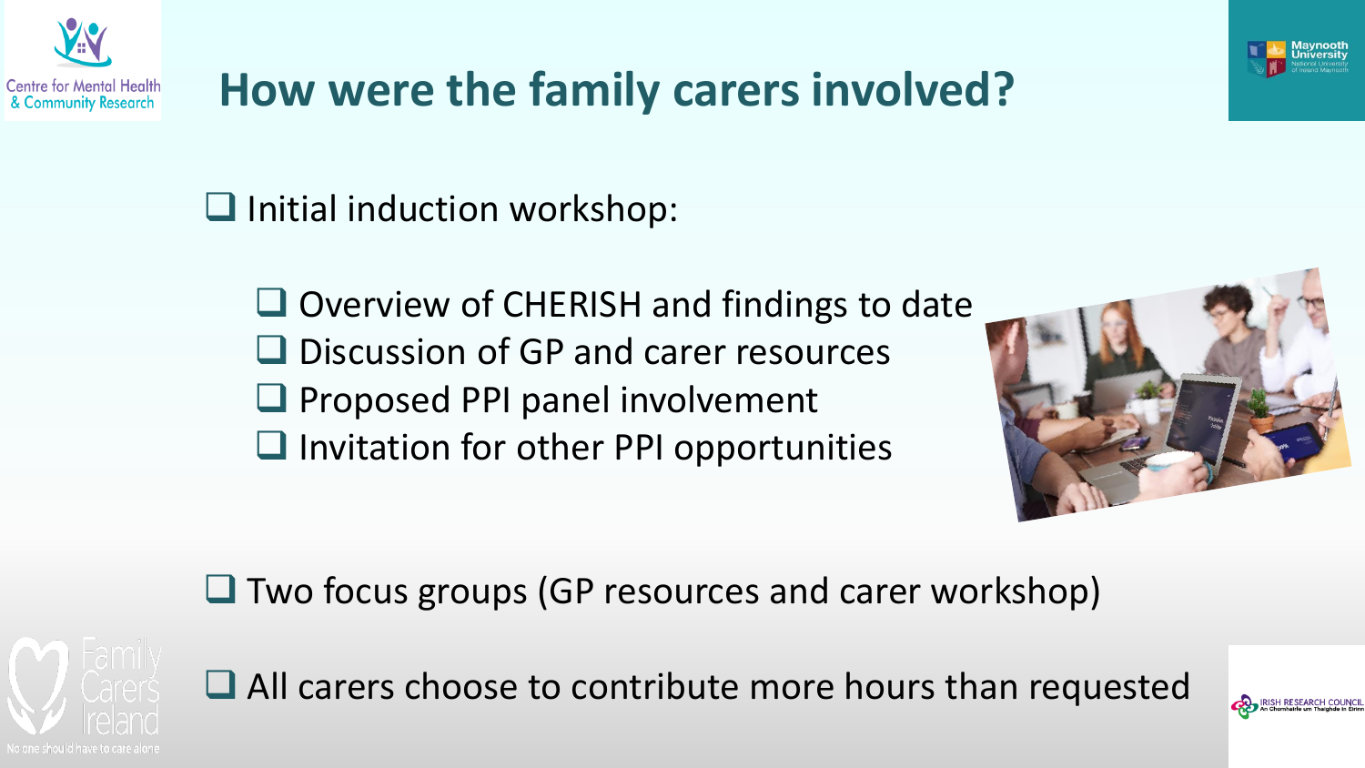# How were the family carers involved?

- Initial induction workshop:
  - Overview of CHERISH and findings to date
  - Discussion of GP and carer resources
  - Proposed PPI panel involvement
  - Invitation for other PPI opportunities
- Two focus groups (GP resources and carer workshop)
- All carers choose to contribute more hours than requested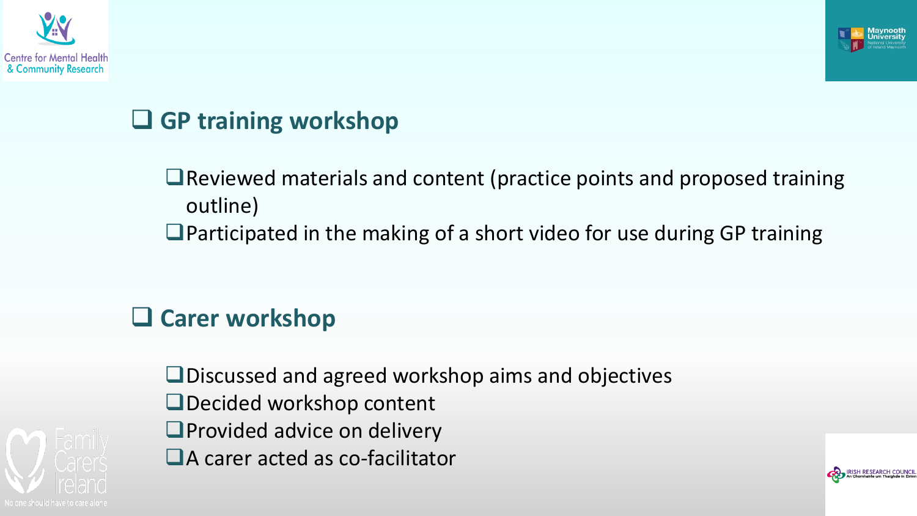## GP training workshop

- Reviewed materials and content (practice points and proposed training outline)
- Participated in the making of a short video for use during GP training

## Carer workshop

- Discussed and agreed workshop aims and objectives
- Decided workshop content
- Provided advice on delivery
- A carer acted as co-facilitator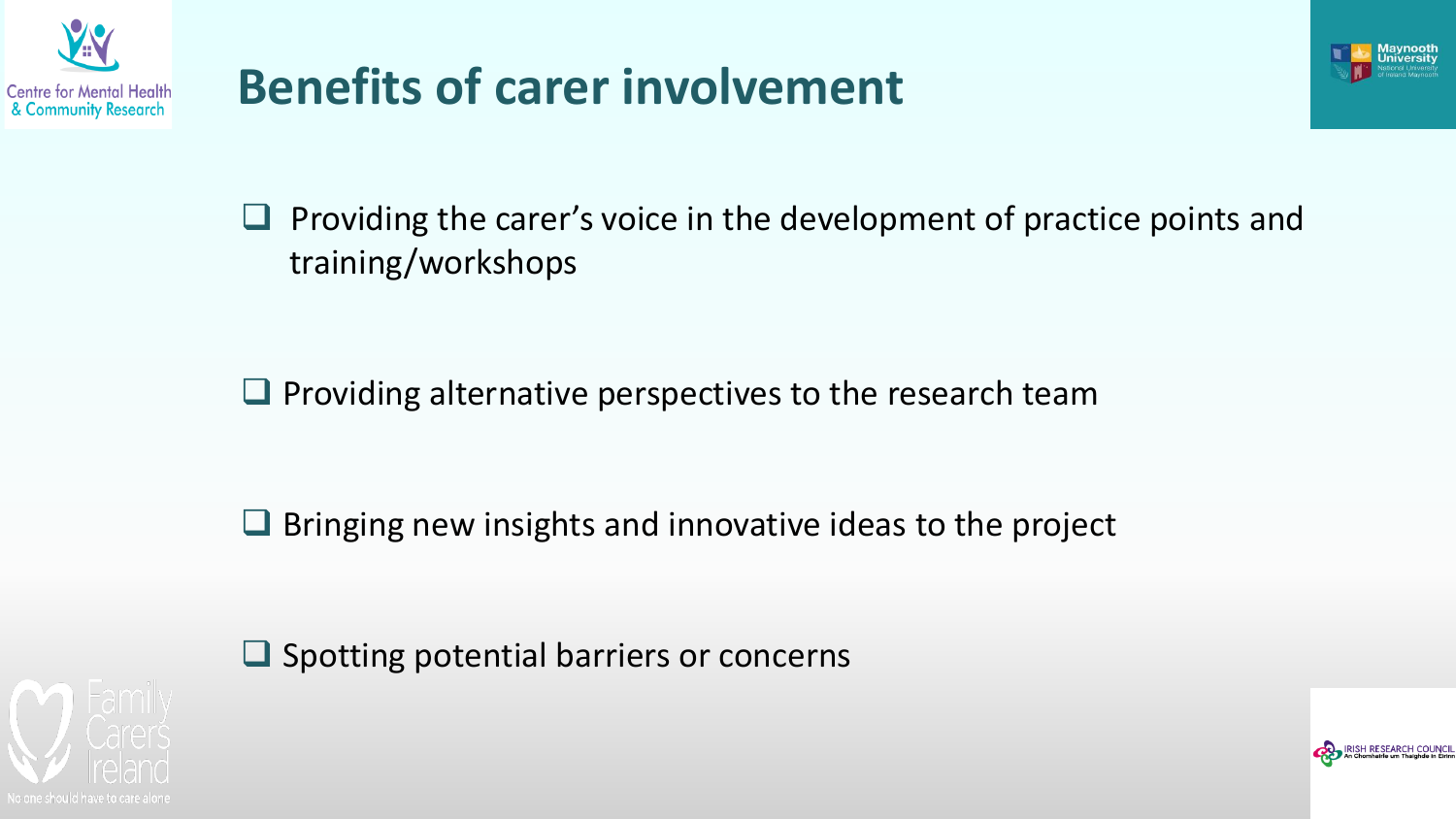# Benefits of carer involvement

- Providing the carer's voice in the development of practice points and training/workshops
- Providing alternative perspectives to the research team
- Bringing new insights and innovative ideas to the project
- Spotting potential barriers or concerns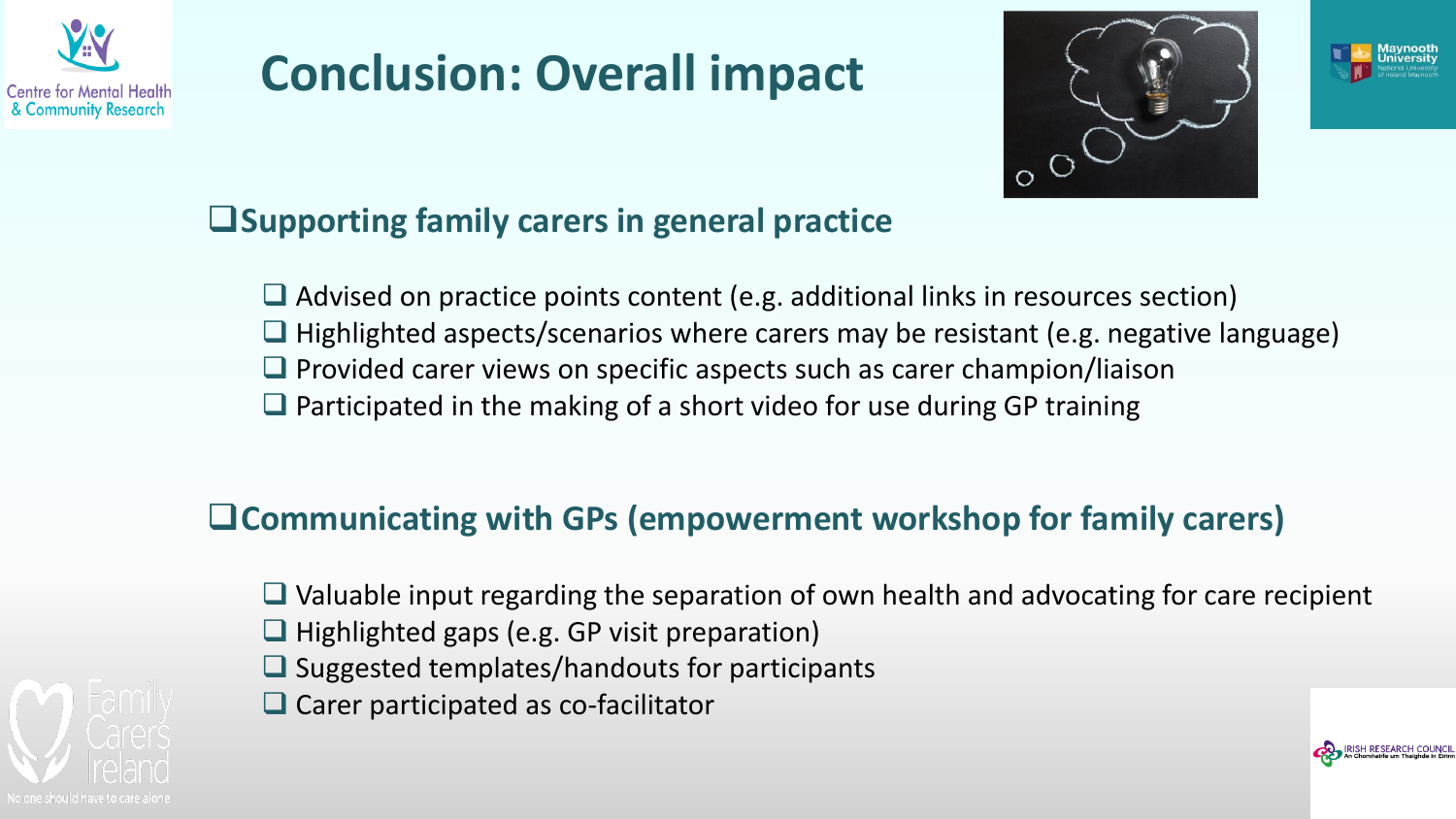# Conclusion: Overall impact

## Supporting family carers in general practice

- Advised on practice points content (e.g. additional links in resources section)
- Highlighted aspects/scenarios where carers may be resistant (e.g. negative language)
- Provided carer views on specific aspects such as carer champion/liaison
- Participated in the making of a short video for use during GP training

## Communicating with GPs (empowerment workshop for family carers)

- Valuable input regarding the separation of own health and advocating for care recipient
- Highlighted gaps (e.g. GP visit preparation)
- Suggested templates/handouts for participants
- Carer participated as co-facilitator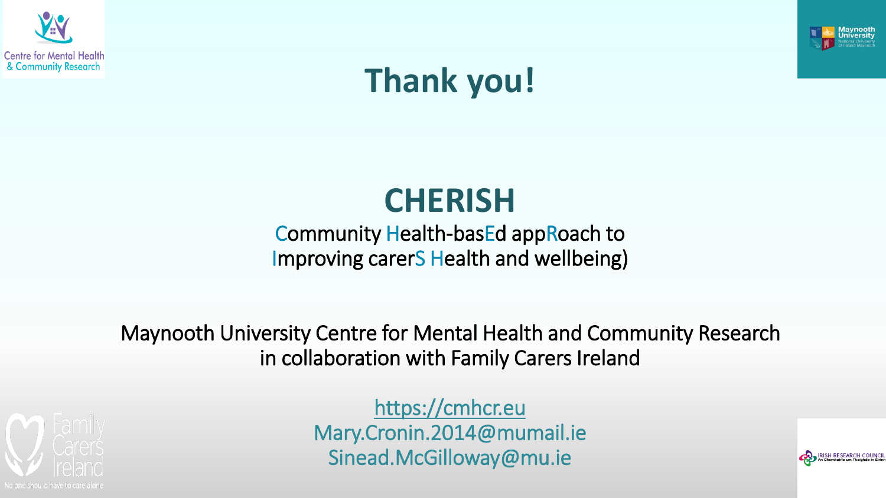# Thank you!

## CHERISH

Community Health-basEd appRoach to Improving carerS Health and wellbeing)

Maynooth University Centre for Mental Health and Community Research in collaboration with Family Carers Ireland

https://cmhcr.eu
Mary.Cronin.2014@mumail.ie
Sinead.McGilloway@mu.ie